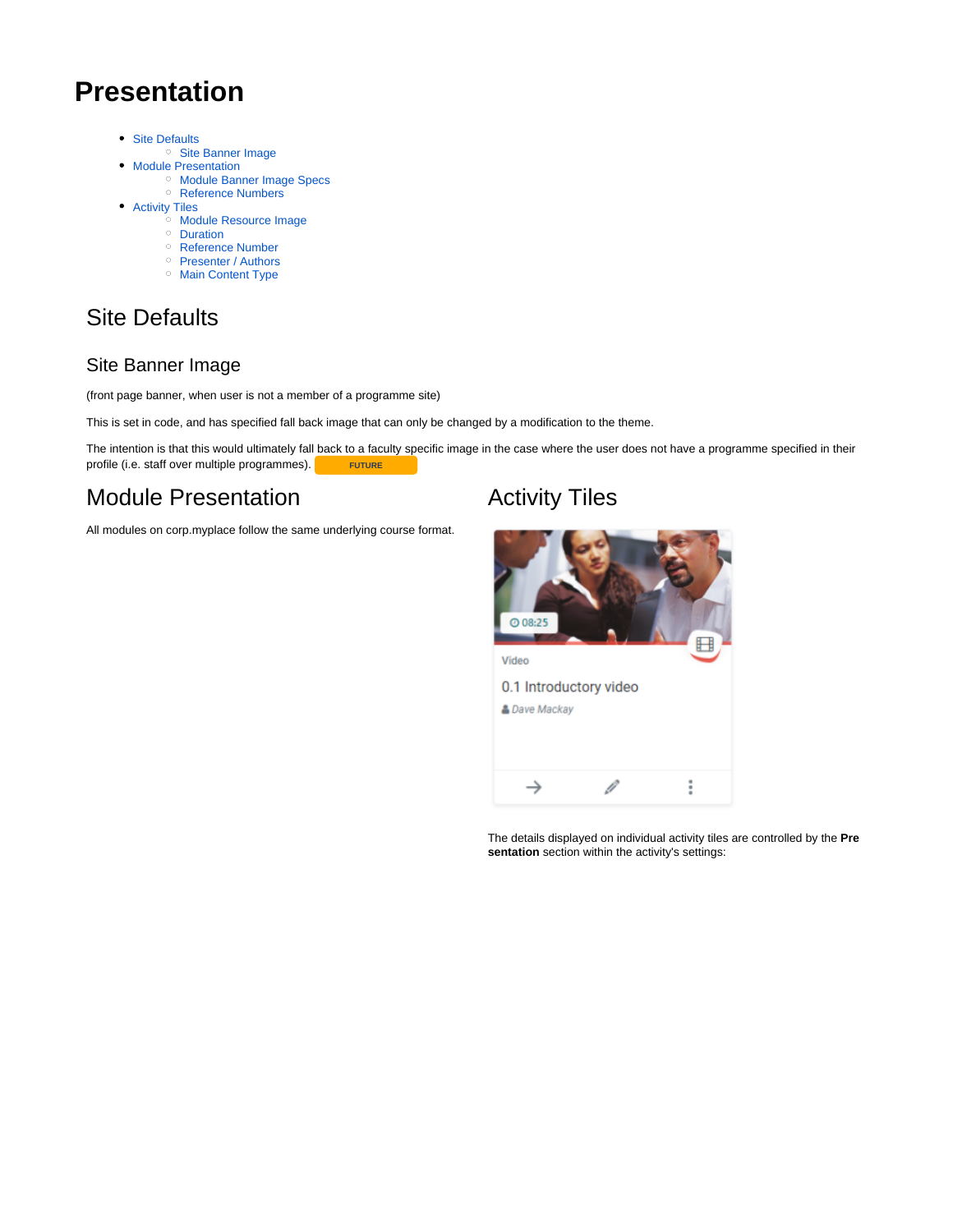# Presentation

- Site Defaults
  - Site Banner Image
- Module Presentation
  - Module Banner Image Specs
  - Reference Numbers
- Activity Tiles
  - Module Resource Image
  - Duration
  - Reference Number
  - Presenter / Authors
  - Main Content Type

## Site Defaults

### Site Banner Image

(front page banner, when user is not a member of a programme site)

This is set in code, and has specified fall back image that can only be changed by a modification to the theme.

The intention is that this would ultimately fall back to a faculty specific image in the case where the user does not have a programme specified in their profile (i.e. staff over multiple programmes). FUTURE

## Module Presentation

All modules on corp.myplace follow the same underlying course format.

## Activity Tiles

The details displayed on individual activity tiles are controlled by the **Presentation** section within the activity's settings: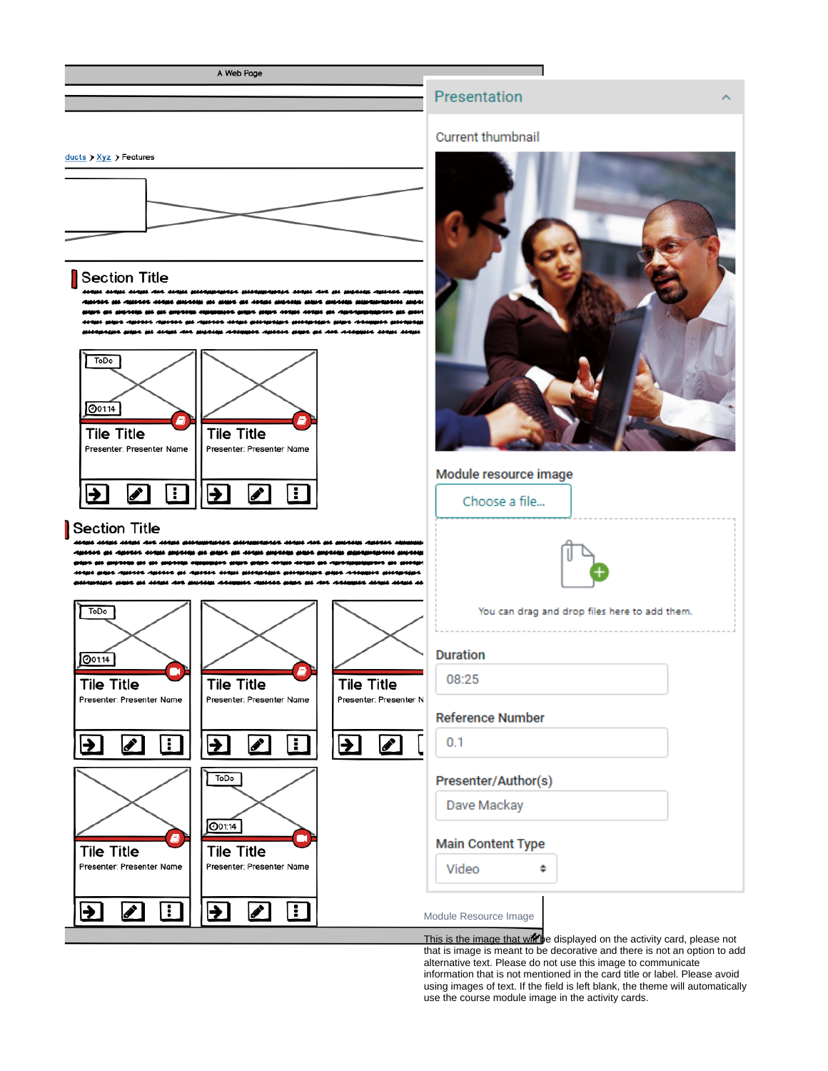A Web Page

ducts > Xyz > Features

Section Title

ToDo

01:14

Tile Title

Presenter: Presenter Name

Tile Title

Presenter: Presenter Name

Section Title

ToDo

01:14

Tile Title

Presenter: Presenter Name

Tile Title

Presenter: Presenter Name

Tile Title

Presenter: Presenter N

Tile Title

Presenter: Presenter Name

ToDo

01:14

Tile Title

Presenter: Presenter Name

## Presentation

Current thumbnail

Module resource image

Choose a file...

You can drag and drop files here to add them.

Duration

08:25

Reference Number

0.1

Presenter/Author(s)

Dave Mackay

Main Content Type

Video

Module Resource Image

This is the image that will be displayed on the activity card, please not that is image is meant to be decorative and there is not an option to add alternative text. Please do not use this image to communicate information that is not mentioned in the card title or label. Please avoid using images of text. If the field is left blank, the theme will automatically use the course module image in the activity cards.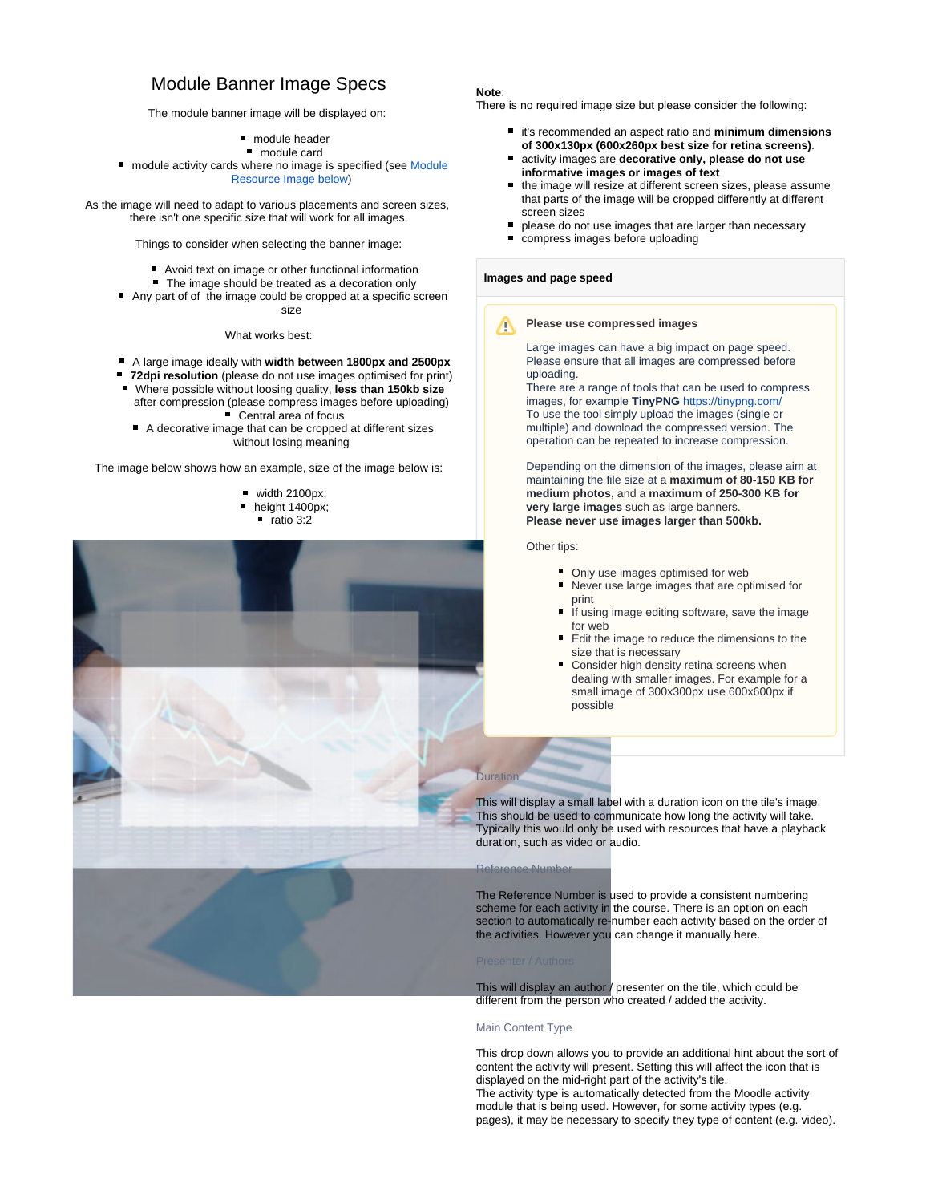# Module Banner Image Specs

The module banner image will be displayed on:

- module header
- module card
- module activity cards where no image is specified (see Module Resource Image below)

As the image will need to adapt to various placements and screen sizes, there isn't one specific size that will work for all images.

Things to consider when selecting the banner image:

- Avoid text on image or other functional information
- The image should be treated as a decoration only
- Any part of of the image could be cropped at a specific screen size

What works best:

- A large image ideally with **width between 1800px and 2500px**
- **72dpi resolution** (please do not use images optimised for print)
- Where possible without loosing quality, **less than 150kb size** after compression (please compress images before uploading)
- Central area of focus
- A decorative image that can be cropped at different sizes without losing meaning

The image below shows how an example, size of the image below is:

- width 2100px;
- height 1400px;
- ratio 3:2

**Note**:
There is no required image size but please consider the following:

- it's recommended an aspect ratio and **minimum dimensions of 300x130px (600x260px best size for retina screens)**.
- activity images are **decorative only, please do not use informative images or images of text**
- the image will resize at different screen sizes, please assume that parts of the image will be cropped differently at different screen sizes
- please do not use images that are larger than necessary
- compress images before uploading

**Images and page speed**

**Please use compressed images**

Large images can have a big impact on page speed. Please ensure that all images are compressed before uploading.
There are a range of tools that can be used to compress images, for example **TinyPNG** https://tinypng.com/
To use the tool simply upload the images (single or multiple) and download the compressed version. The operation can be repeated to increase compression.

Depending on the dimension of the images, please aim at maintaining the file size at a **maximum of 80-150 KB for medium photos,** and a **maximum of 250-300 KB for very large images** such as large banners.
**Please never use images larger than 500kb.**

Other tips:

- Only use images optimised for web
- Never use large images that are optimised for print
- If using image editing software, save the image for web
- Edit the image to reduce the dimensions to the size that is necessary
- Consider high density retina screens when dealing with smaller images. For example for a small image of 300x300px use 600x600px if possible

### Duration

This will display a small label with a duration icon on the tile's image. This should be used to communicate how long the activity will take. Typically this would only be used with resources that have a playback duration, such as video or audio.

### Reference Number

The Reference Number is used to provide a consistent numbering scheme for each activity in the course. There is an option on each section to automatically re-number each activity based on the order of the activities. However you can change it manually here.

### Presenter / Authors

This will display an author / presenter on the tile, which could be different from the person who created / added the activity.

### Main Content Type

This drop down allows you to provide an additional hint about the sort of content the activity will present. Setting this will affect the icon that is displayed on the mid-right part of the activity's tile.
The activity type is automatically detected from the Moodle activity module that is being used. However, for some activity types (e.g. pages), it may be necessary to specify they type of content (e.g. video).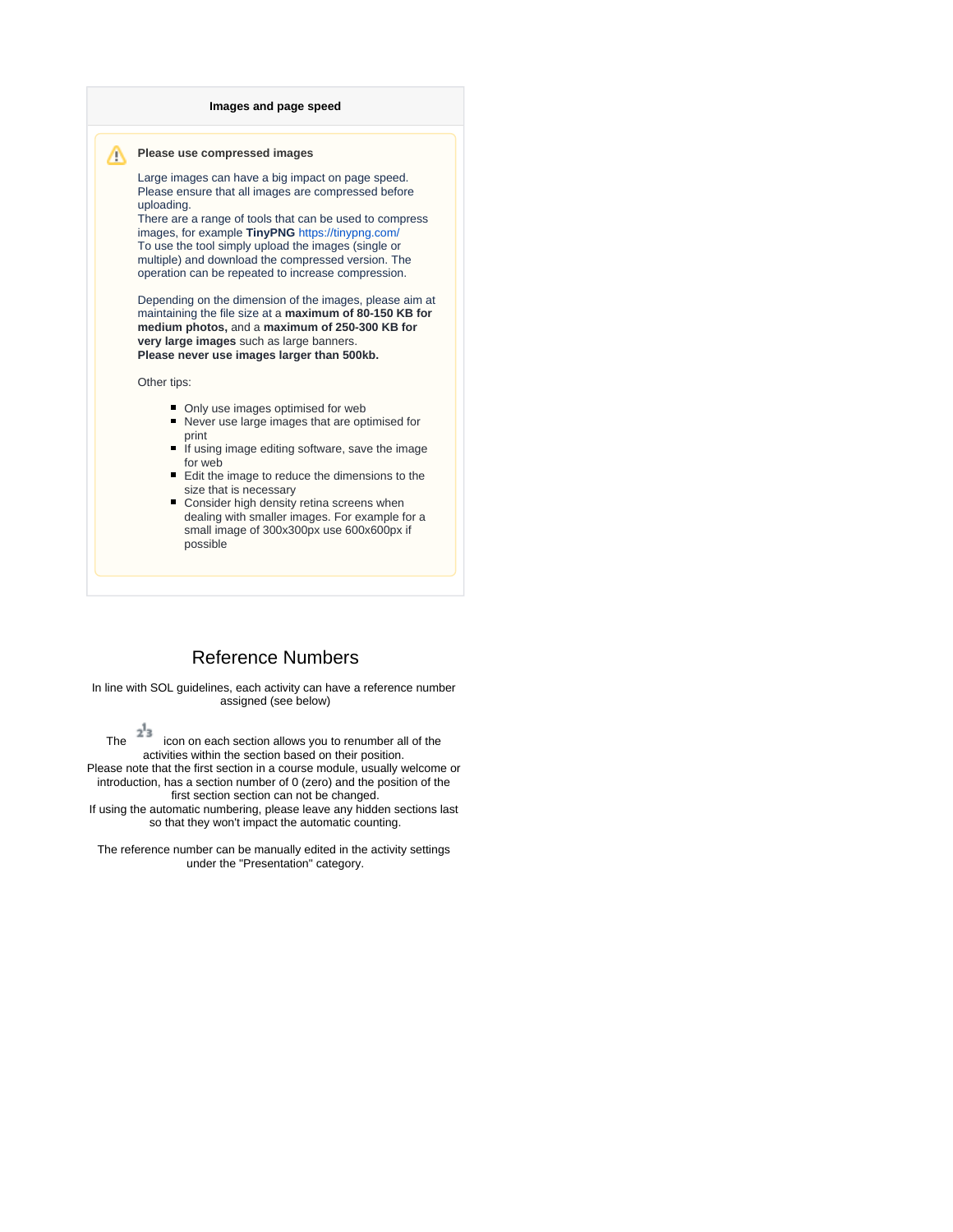**Images and page speed**

⚠ **Please use compressed images**

Large images can have a big impact on page speed.
Please ensure that all images are compressed before uploading.
There are a range of tools that can be used to compress images, for example **TinyPNG** https://tinypng.com/
To use the tool simply upload the images (single or multiple) and download the compressed version. The operation can be repeated to increase compression.

Depending on the dimension of the images, please aim at maintaining the file size at a **maximum of 80-150 KB for medium photos,** and a **maximum of 250-300 KB for very large images** such as large banners.
**Please never use images larger than 500kb.**

Other tips:

- Only use images optimised for web
- Never use large images that are optimised for print
- If using image editing software, save the image for web
- Edit the image to reduce the dimensions to the size that is necessary
- Consider high density retina screens when dealing with smaller images. For example for a small image of 300x300px use 600x600px if possible

## Reference Numbers

In line with SOL guidelines, each activity can have a reference number assigned (see below)

The 2¹3 icon on each section allows you to renumber all of the activities within the section based on their position.
Please note that the first section in a course module, usually welcome or introduction, has a section number of 0 (zero) and the position of the first section section can not be changed.
If using the automatic numbering, please leave any hidden sections last so that they won't impact the automatic counting.

The reference number can be manually edited in the activity settings under the "Presentation" category.